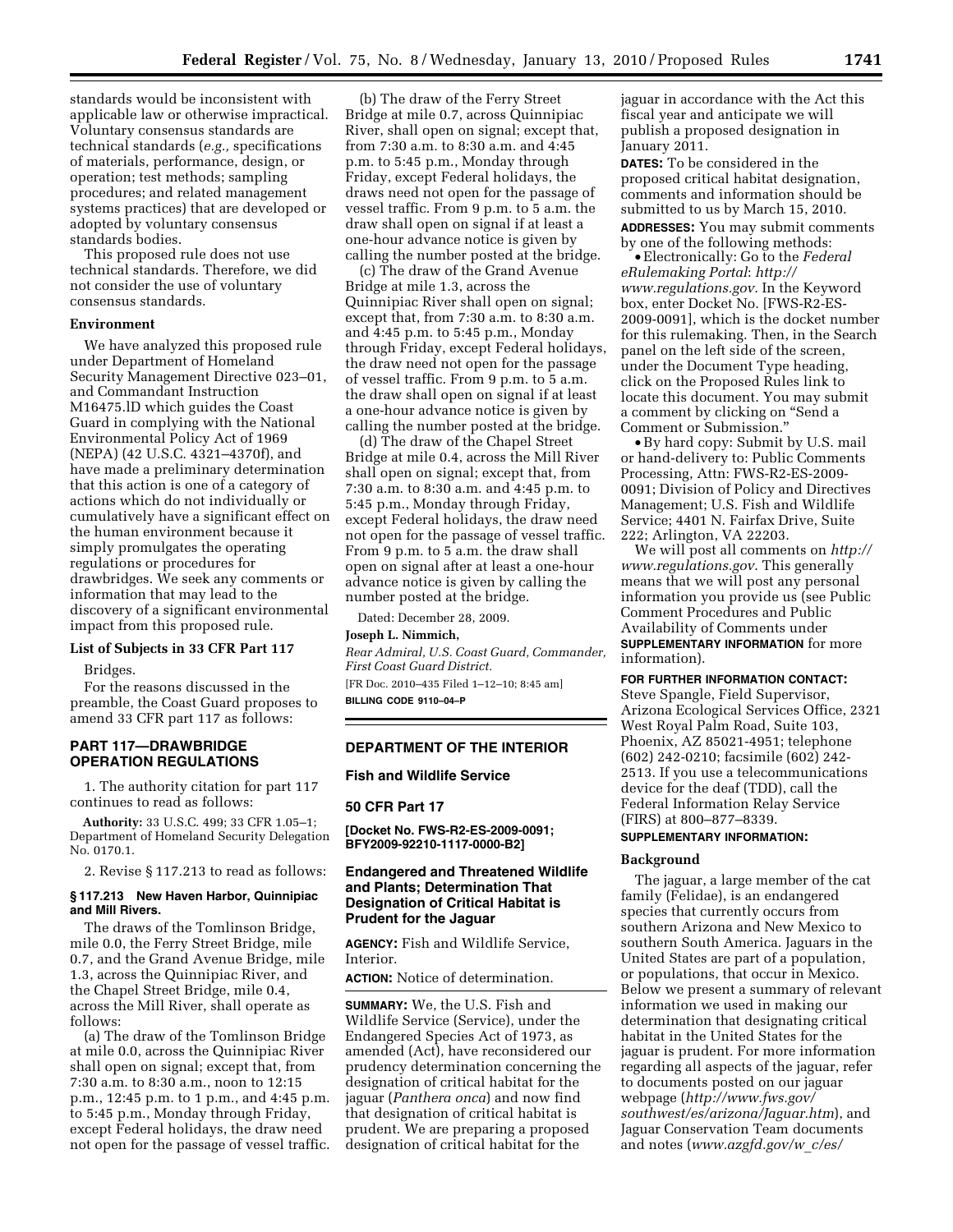standards would be inconsistent with applicable law or otherwise impractical. Voluntary consensus standards are technical standards (*e.g.,* specifications of materials, performance, design, or operation; test methods; sampling procedures; and related management systems practices) that are developed or adopted by voluntary consensus standards bodies.

This proposed rule does not use technical standards. Therefore, we did not consider the use of voluntary consensus standards.

### Environment

We have analyzed this proposed rule under Department of Homeland Security Management Directive 023–01, and Commandant Instruction M16475.lD which guides the Coast Guard in complying with the National Environmental Policy Act of 1969 (NEPA) (42 U.S.C. 4321–4370f), and have made a preliminary determination that this action is one of a category of actions which do not individually or cumulatively have a significant effect on the human environment because it simply promulgates the operating regulations or procedures for drawbridges. We seek any comments or information that may lead to the discovery of a significant environmental impact from this proposed rule.

### List of Subjects in 33 CFR Part 117

Bridges.

For the reasons discussed in the preamble, the Coast Guard proposes to amend 33 CFR part 117 as follows:

## PART 117—DRAWBRIDGE OPERATION REGULATIONS

1. The authority citation for part 117 continues to read as follows:

**Authority:** 33 U.S.C. 499; 33 CFR 1.05–1; Department of Homeland Security Delegation No. 0170.1.

2. Revise § 117.213 to read as follows:

### § 117.213 New Haven Harbor, Quinnipiac and Mill Rivers.

The draws of the Tomlinson Bridge, mile 0.0, the Ferry Street Bridge, mile 0.7, and the Grand Avenue Bridge, mile 1.3, across the Quinnipiac River, and the Chapel Street Bridge, mile 0.4, across the Mill River, shall operate as follows:

(a) The draw of the Tomlinson Bridge at mile 0.0, across the Quinnipiac River shall open on signal; except that, from 7:30 a.m. to 8:30 a.m., noon to 12:15 p.m., 12:45 p.m. to 1 p.m., and 4:45 p.m. to 5:45 p.m., Monday through Friday, except Federal holidays, the draw need not open for the passage of vessel traffic.

(b) The draw of the Ferry Street Bridge at mile 0.7, across Quinnipiac River, shall open on signal; except that, from 7:30 a.m. to 8:30 a.m. and 4:45 p.m. to 5:45 p.m., Monday through Friday, except Federal holidays, the draws need not open for the passage of vessel traffic. From 9 p.m. to 5 a.m. the draw shall open on signal if at least a one-hour advance notice is given by calling the number posted at the bridge.

(c) The draw of the Grand Avenue Bridge at mile 1.3, across the Quinnipiac River shall open on signal; except that, from 7:30 a.m. to 8:30 a.m. and 4:45 p.m. to 5:45 p.m., Monday through Friday, except Federal holidays, the draw need not open for the passage of vessel traffic. From 9 p.m. to 5 a.m. the draw shall open on signal if at least a one-hour advance notice is given by calling the number posted at the bridge.

(d) The draw of the Chapel Street Bridge at mile 0.4, across the Mill River shall open on signal; except that, from 7:30 a.m. to 8:30 a.m. and 4:45 p.m. to 5:45 p.m., Monday through Friday, except Federal holidays, the draw need not open for the passage of vessel traffic. From 9 p.m. to 5 a.m. the draw shall open on signal after at least a one-hour advance notice is given by calling the number posted at the bridge.

Dated: December 28, 2009.

**Joseph L. Nimmich,**

*Rear Admiral, U.S. Coast Guard, Commander, First Coast Guard District.*

[FR Doc. 2010–435 Filed 1–12–10; 8:45 am]

**BILLING CODE 9110–04–P**

---

## DEPARTMENT OF THE INTERIOR

### Fish and Wildlife Service

### 50 CFR Part 17

**[Docket No. FWS-R2-ES-2009-0091; BFY2009-92210-1117-0000-B2]**

## Endangered and Threatened Wildlife and Plants; Determination That Designation of Critical Habitat is Prudent for the Jaguar

**AGENCY:** Fish and Wildlife Service, Interior.

**ACTION:** Notice of determination.

**SUMMARY:** We, the U.S. Fish and Wildlife Service (Service), under the Endangered Species Act of 1973, as amended (Act), have reconsidered our prudency determination concerning the designation of critical habitat for the jaguar (*Panthera onca*) and now find that designation of critical habitat is prudent. We are preparing a proposed designation of critical habitat for the jaguar in accordance with the Act this fiscal year and anticipate we will publish a proposed designation in January 2011.

**DATES:** To be considered in the proposed critical habitat designation, comments and information should be submitted to us by March 15, 2010.

**ADDRESSES:** You may submit comments by one of the following methods:

- Electronically: Go to the *Federal eRulemaking Portal*: *http://www.regulations.gov*. In the Keyword box, enter Docket No. [FWS-R2-ES-2009-0091], which is the docket number for this rulemaking. Then, in the Search panel on the left side of the screen, under the Document Type heading, click on the Proposed Rules link to locate this document. You may submit a comment by clicking on "Send a Comment or Submission."
- By hard copy: Submit by U.S. mail or hand-delivery to: Public Comments Processing, Attn: FWS-R2-ES-2009-0091; Division of Policy and Directives Management; U.S. Fish and Wildlife Service; 4401 N. Fairfax Drive, Suite 222; Arlington, VA 22203.

We will post all comments on *http://www.regulations.gov*. This generally means that we will post any personal information you provide us (see Public Comment Procedures and Public Availability of Comments under **SUPPLEMENTARY INFORMATION** for more information).

**FOR FURTHER INFORMATION CONTACT:** Steve Spangle, Field Supervisor, Arizona Ecological Services Office, 2321 West Royal Palm Road, Suite 103, Phoenix, AZ 85021-4951; telephone (602) 242-0210; facsimile (602) 242-2513. If you use a telecommunications device for the deaf (TDD), call the Federal Information Relay Service (FIRS) at 800–877–8339.

**SUPPLEMENTARY INFORMATION:**

### Background

The jaguar, a large member of the cat family (Felidae), is an endangered species that currently occurs from southern Arizona and New Mexico to southern South America. Jaguars in the United States are part of a population, or populations, that occur in Mexico. Below we present a summary of relevant information we used in making our determination that designating critical habitat in the United States for the jaguar is prudent. For more information regarding all aspects of the jaguar, refer to documents posted on our jaguar webpage (*http://www.fws.gov/southwest/es/arizona/Jaguar.htm*), and Jaguar Conservation Team documents and notes (*www.azgfd.gov/w_c/es/*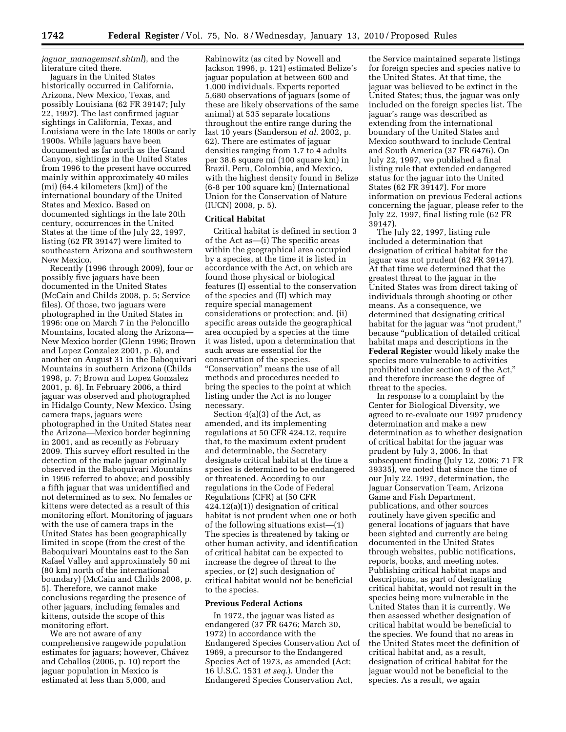*jaguar_management.shtml*), and the literature cited there.

Jaguars in the United States historically occurred in California, Arizona, New Mexico, Texas, and possibly Louisiana (62 FR 39147; July 22, 1997). The last confirmed jaguar sightings in California, Texas, and Louisiana were in the late 1800s or early 1900s. While jaguars have been documented as far north as the Grand Canyon, sightings in the United States from 1996 to the present have occurred mainly within approximately 40 miles (mi) (64.4 kilometers (km)) of the international boundary of the United States and Mexico. Based on documented sightings in the late 20th century, occurrences in the United States at the time of the July 22, 1997, listing (62 FR 39147) were limited to southeastern Arizona and southwestern New Mexico.

Recently (1996 through 2009), four or possibly five jaguars have been documented in the United States (McCain and Childs 2008, p. 5; Service files). Of those, two jaguars were photographed in the United States in 1996: one on March 7 in the Peloncillo Mountains, located along the Arizona—New Mexico border (Glenn 1996; Brown and Lopez Gonzalez 2001, p. 6), and another on August 31 in the Baboquivari Mountains in southern Arizona (Childs 1998, p. 7; Brown and Lopez Gonzalez 2001, p. 6). In February 2006, a third jaguar was observed and photographed in Hidalgo County, New Mexico. Using camera traps, jaguars were photographed in the United States near the Arizona—Mexico border beginning in 2001, and as recently as February 2009. This survey effort resulted in the detection of the male jaguar originally observed in the Baboquivari Mountains in 1996 referred to above; and possibly a fifth jaguar that was unidentified and not determined as to sex. No females or kittens were detected as a result of this monitoring effort. Monitoring of jaguars with the use of camera traps in the United States has been geographically limited in scope (from the crest of the Baboquivari Mountains east to the San Rafael Valley and approximately 50 mi (80 km) north of the international boundary) (McCain and Childs 2008, p. 5). Therefore, we cannot make conclusions regarding the presence of other jaguars, including females and kittens, outside the scope of this monitoring effort.

We are not aware of any comprehensive rangewide population estimates for jaguars; however, Chávez and Ceballos (2006, p. 10) report the jaguar population in Mexico is estimated at less than 5,000, and Rabinowitz (as cited by Nowell and Jackson 1996, p. 121) estimated Belize's jaguar population at between 600 and 1,000 individuals. Experts reported 5,680 observations of jaguars (some of these are likely observations of the same animal) at 535 separate locations throughout the entire range during the last 10 years (Sanderson *et al.* 2002, p. 62). There are estimates of jaguar densities ranging from 1.7 to 4 adults per 38.6 square mi (100 square km) in Brazil, Peru, Colombia, and Mexico, with the highest density found in Belize (6-8 per 100 square km) (International Union for the Conservation of Nature (IUCN) 2008, p. 5).

**Critical Habitat**

Critical habitat is defined in section 3 of the Act as—(i) The specific areas within the geographical area occupied by a species, at the time it is listed in accordance with the Act, on which are found those physical or biological features (I) essential to the conservation of the species and (II) which may require special management considerations or protection; and, (ii) specific areas outside the geographical area occupied by a species at the time it was listed, upon a determination that such areas are essential for the conservation of the species. "Conservation" means the use of all methods and procedures needed to bring the species to the point at which listing under the Act is no longer necessary.

Section 4(a)(3) of the Act, as amended, and its implementing regulations at 50 CFR 424.12, require that, to the maximum extent prudent and determinable, the Secretary designate critical habitat at the time a species is determined to be endangered or threatened. According to our regulations in the Code of Federal Regulations (CFR) at (50 CFR 424.12(a)(1)) designation of critical habitat is not prudent when one or both of the following situations exist—(1) The species is threatened by taking or other human activity, and identification of critical habitat can be expected to increase the degree of threat to the species, or (2) such designation of critical habitat would not be beneficial to the species.

**Previous Federal Actions**

In 1972, the jaguar was listed as endangered (37 FR 6476; March 30, 1972) in accordance with the Endangered Species Conservation Act of 1969, a precursor to the Endangered Species Act of 1973, as amended (Act; 16 U.S.C. 1531 *et seq.*). Under the Endangered Species Conservation Act, the Service maintained separate listings for foreign species and species native to the United States. At that time, the jaguar was believed to be extinct in the United States; thus, the jaguar was only included on the foreign species list. The jaguar's range was described as extending from the international boundary of the United States and Mexico southward to include Central and South America (37 FR 6476). On July 22, 1997, we published a final listing rule that extended endangered status for the jaguar into the United States (62 FR 39147). For more information on previous Federal actions concerning the jaguar, please refer to the July 22, 1997, final listing rule (62 FR 39147).

The July 22, 1997, listing rule included a determination that designation of critical habitat for the jaguar was not prudent (62 FR 39147). At that time we determined that the greatest threat to the jaguar in the United States was from direct taking of individuals through shooting or other means. As a consequence, we determined that designating critical habitat for the jaguar was "not prudent," because "publication of detailed critical habitat maps and descriptions in the **Federal Register** would likely make the species more vulnerable to activities prohibited under section 9 of the Act," and therefore increase the degree of threat to the species.

In response to a complaint by the Center for Biological Diversity, we agreed to re-evaluate our 1997 prudency determination and make a new determination as to whether designation of critical habitat for the jaguar was prudent by July 3, 2006. In that subsequent finding (July 12, 2006; 71 FR 39335), we noted that since the time of our July 22, 1997, determination, the Jaguar Conservation Team, Arizona Game and Fish Department, publications, and other sources routinely have given specific and general locations of jaguars that have been sighted and currently are being documented in the United States through websites, public notifications, reports, books, and meeting notes. Publishing critical habitat maps and descriptions, as part of designating critical habitat, would not result in the species being more vulnerable in the United States than it is currently. We then assessed whether designation of critical habitat would be beneficial to the species. We found that no areas in the United States meet the definition of critical habitat and, as a result, designation of critical habitat for the jaguar would not be beneficial to the species. As a result, we again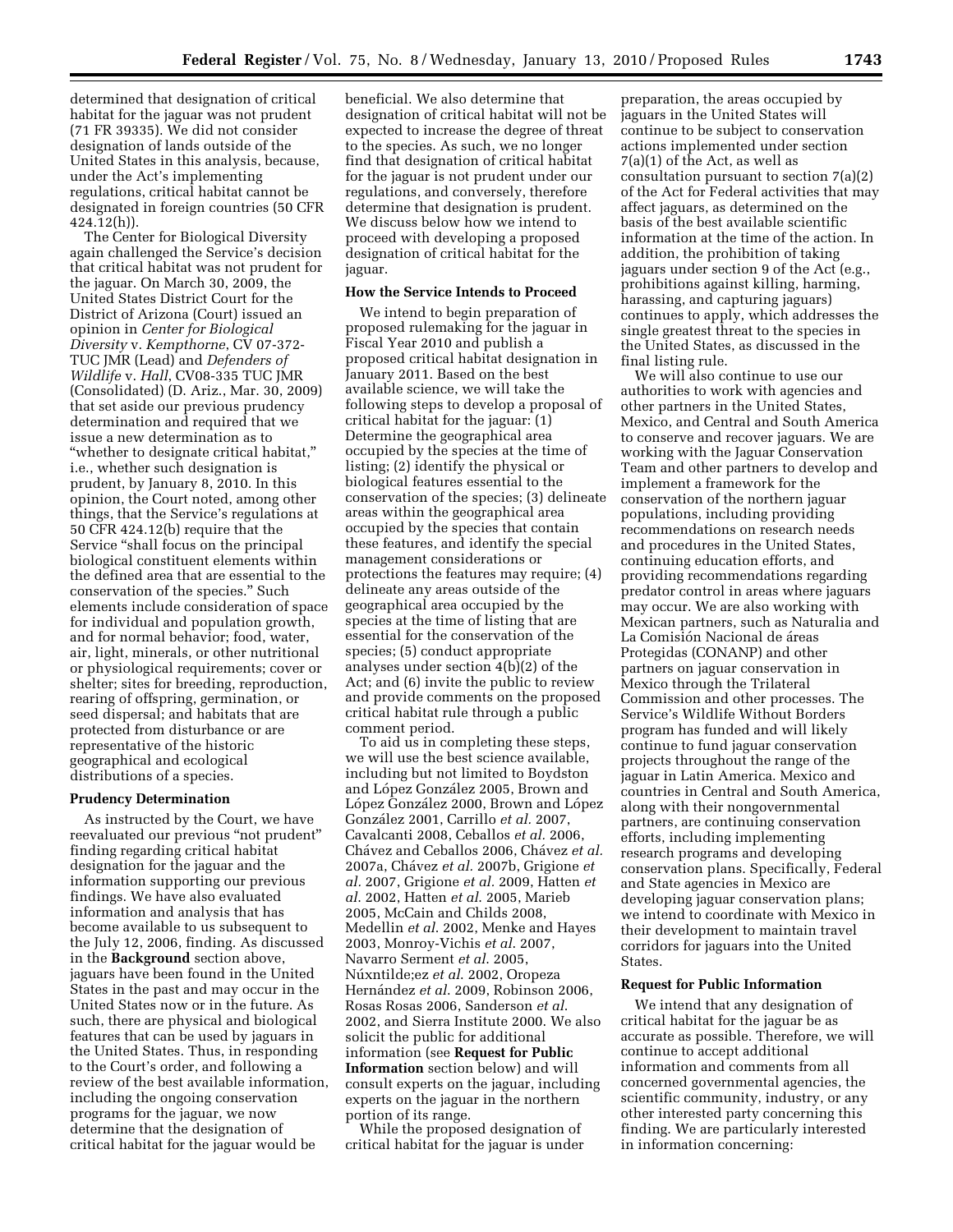determined that designation of critical habitat for the jaguar was not prudent (71 FR 39335). We did not consider designation of lands outside of the United States in this analysis, because, under the Act's implementing regulations, critical habitat cannot be designated in foreign countries (50 CFR 424.12(h)).

The Center for Biological Diversity again challenged the Service's decision that critical habitat was not prudent for the jaguar. On March 30, 2009, the United States District Court for the District of Arizona (Court) issued an opinion in *Center for Biological Diversity* v. *Kempthorne*, CV 07-372-TUC JMR (Lead) and *Defenders of Wildlife* v. *Hall*, CV08-335 TUC JMR (Consolidated) (D. Ariz., Mar. 30, 2009) that set aside our previous prudency determination and required that we issue a new determination as to "whether to designate critical habitat," i.e., whether such designation is prudent, by January 8, 2010. In this opinion, the Court noted, among other things, that the Service's regulations at 50 CFR 424.12(b) require that the Service "shall focus on the principal biological constituent elements within the defined area that are essential to the conservation of the species." Such elements include consideration of space for individual and population growth, and for normal behavior; food, water, air, light, minerals, or other nutritional or physiological requirements; cover or shelter; sites for breeding, reproduction, rearing of offspring, germination, or seed dispersal; and habitats that are protected from disturbance or are representative of the historic geographical and ecological distributions of a species.

## Prudency Determination

As instructed by the Court, we have reevaluated our previous "not prudent" finding regarding critical habitat designation for the jaguar and the information supporting our previous findings. We have also evaluated information and analysis that has become available to us subsequent to the July 12, 2006, finding. As discussed in the **Background** section above, jaguars have been found in the United States in the past and may occur in the United States now or in the future. As such, there are physical and biological features that can be used by jaguars in the United States. Thus, in responding to the Court's order, and following a review of the best available information, including the ongoing conservation programs for the jaguar, we now determine that the designation of critical habitat for the jaguar would be beneficial. We also determine that designation of critical habitat will not be expected to increase the degree of threat to the species. As such, we no longer find that designation of critical habitat for the jaguar is not prudent under our regulations, and conversely, therefore determine that designation is prudent. We discuss below how we intend to proceed with developing a proposed designation of critical habitat for the jaguar.

## How the Service Intends to Proceed

We intend to begin preparation of proposed rulemaking for the jaguar in Fiscal Year 2010 and publish a proposed critical habitat designation in January 2011. Based on the best available science, we will take the following steps to develop a proposal of critical habitat for the jaguar: (1) Determine the geographical area occupied by the species at the time of listing; (2) identify the physical or biological features essential to the conservation of the species; (3) delineate areas within the geographical area occupied by the species that contain these features, and identify the special management considerations or protections the features may require; (4) delineate any areas outside of the geographical area occupied by the species at the time of listing that are essential for the conservation of the species; (5) conduct appropriate analyses under section 4(b)(2) of the Act; and (6) invite the public to review and provide comments on the proposed critical habitat rule through a public comment period.

To aid us in completing these steps, we will use the best science available, including but not limited to Boydston and López González 2005, Brown and López González 2000, Brown and López González 2001, Carrillo *et al.* 2007, Cavalcanti 2008, Ceballos *et al.* 2006, Chávez and Ceballos 2006, Chávez *et al.* 2007a, Chávez *et al.* 2007b, Grigione *et al.* 2007, Grigione *et al.* 2009, Hatten *et al.* 2002, Hatten *et al.* 2005, Marieb 2005, McCain and Childs 2008, Medellin *et al.* 2002, Menke and Hayes 2003, Monroy-Vichis *et al.* 2007, Navarro Serment *et al.* 2005, Núxntilde;ez *et al.* 2002, Oropeza Hernández *et al.* 2009, Robinson 2006, Rosas Rosas 2006, Sanderson *et al.* 2002, and Sierra Institute 2000. We also solicit the public for additional information (see **Request for Public Information** section below) and will consult experts on the jaguar, including experts on the jaguar in the northern portion of its range.

While the proposed designation of critical habitat for the jaguar is under preparation, the areas occupied by jaguars in the United States will continue to be subject to conservation actions implemented under section 7(a)(1) of the Act, as well as consultation pursuant to section 7(a)(2) of the Act for Federal activities that may affect jaguars, as determined on the basis of the best available scientific information at the time of the action. In addition, the prohibition of taking jaguars under section 9 of the Act (e.g., prohibitions against killing, harming, harassing, and capturing jaguars) continues to apply, which addresses the single greatest threat to the species in the United States, as discussed in the final listing rule.

We will also continue to use our authorities to work with agencies and other partners in the United States, Mexico, and Central and South America to conserve and recover jaguars. We are working with the Jaguar Conservation Team and other partners to develop and implement a framework for the conservation of the northern jaguar populations, including providing recommendations on research needs and procedures in the United States, continuing education efforts, and providing recommendations regarding predator control in areas where jaguars may occur. We are also working with Mexican partners, such as Naturalia and La Comisión Nacional de áreas Protegidas (CONANP) and other partners on jaguar conservation in Mexico through the Trilateral Commission and other processes. The Service's Wildlife Without Borders program has funded and will likely continue to fund jaguar conservation projects throughout the range of the jaguar in Latin America. Mexico and countries in Central and South America, along with their nongovernmental partners, are continuing conservation efforts, including implementing research programs and developing conservation plans. Specifically, Federal and State agencies in Mexico are developing jaguar conservation plans; we intend to coordinate with Mexico in their development to maintain travel corridors for jaguars into the United States.

## Request for Public Information

We intend that any designation of critical habitat for the jaguar be as accurate as possible. Therefore, we will continue to accept additional information and comments from all concerned governmental agencies, the scientific community, industry, or any other interested party concerning this finding. We are particularly interested in information concerning: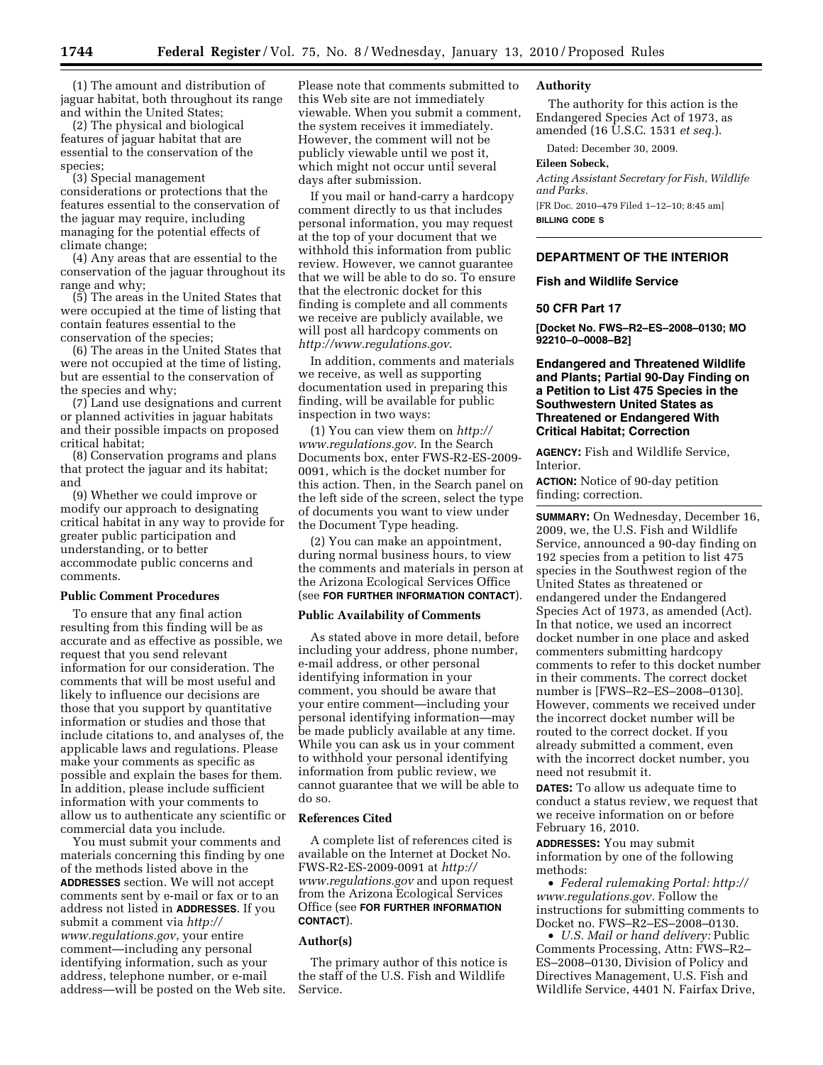(1) The amount and distribution of jaguar habitat, both throughout its range and within the United States;

(2) The physical and biological features of jaguar habitat that are essential to the conservation of the species;

(3) Special management considerations or protections that the features essential to the conservation of the jaguar may require, including managing for the potential effects of climate change;

(4) Any areas that are essential to the conservation of the jaguar throughout its range and why;

(5) The areas in the United States that were occupied at the time of listing that contain features essential to the conservation of the species;

(6) The areas in the United States that were not occupied at the time of listing, but are essential to the conservation of the species and why;

(7) Land use designations and current or planned activities in jaguar habitats and their possible impacts on proposed critical habitat;

(8) Conservation programs and plans that protect the jaguar and its habitat; and

(9) Whether we could improve or modify our approach to designating critical habitat in any way to provide for greater public participation and understanding, or to better accommodate public concerns and comments.

**Public Comment Procedures**

To ensure that any final action resulting from this finding will be as accurate and as effective as possible, we request that you send relevant information for our consideration. The comments that will be most useful and likely to influence our decisions are those that you support by quantitative information or studies and those that include citations to, and analyses of, the applicable laws and regulations. Please make your comments as specific as possible and explain the bases for them. In addition, please include sufficient information with your comments to allow us to authenticate any scientific or commercial data you include.

You must submit your comments and materials concerning this finding by one of the methods listed above in the **ADDRESSES** section. We will not accept comments sent by e-mail or fax or to an address not listed in **ADDRESSES**. If you submit a comment via *http://www.regulations.gov*, your entire comment—including any personal identifying information, such as your address, telephone number, or e-mail address—will be posted on the Web site. Please note that comments submitted to this Web site are not immediately viewable. When you submit a comment, the system receives it immediately. However, the comment will not be publicly viewable until we post it, which might not occur until several days after submission.

If you mail or hand-carry a hardcopy comment directly to us that includes personal information, you may request at the top of your document that we withhold this information from public review. However, we cannot guarantee that we will be able to do so. To ensure that the electronic docket for this finding is complete and all comments we receive are publicly available, we will post all hardcopy comments on *http://www.regulations.gov*.

In addition, comments and materials we receive, as well as supporting documentation used in preparing this finding, will be available for public inspection in two ways:

(1) You can view them on *http://www.regulations.gov*. In the Search Documents box, enter FWS-R2-ES-2009-0091, which is the docket number for this action. Then, in the Search panel on the left side of the screen, select the type of documents you want to view under the Document Type heading.

(2) You can make an appointment, during normal business hours, to view the comments and materials in person at the Arizona Ecological Services Office (see **FOR FURTHER INFORMATION CONTACT**).

**Public Availability of Comments**

As stated above in more detail, before including your address, phone number, e-mail address, or other personal identifying information in your comment, you should be aware that your entire comment—including your personal identifying information—may be made publicly available at any time. While you can ask us in your comment to withhold your personal identifying information from public review, we cannot guarantee that we will be able to do so.

**References Cited**

A complete list of references cited is available on the Internet at Docket No. FWS-R2-ES-2009-0091 at *http://www.regulations.gov* and upon request from the Arizona Ecological Services Office (see **FOR FURTHER INFORMATION CONTACT**).

**Author(s)**

The primary author of this notice is the staff of the U.S. Fish and Wildlife Service.

**Authority**

The authority for this action is the Endangered Species Act of 1973, as amended (16 U.S.C. 1531 *et seq.*).

Dated: December 30, 2009.

**Eileen Sobeck,**

*Acting Assistant Secretary for Fish, Wildlife and Parks.*

[FR Doc. 2010–479 Filed 1–12–10; 8:45 am]

**BILLING CODE S**

---

## DEPARTMENT OF THE INTERIOR

### Fish and Wildlife Service

### 50 CFR Part 17

**[Docket No. FWS–R2–ES–2008–0130; MO 92210–0–0008–B2]**

### Endangered and Threatened Wildlife and Plants; Partial 90-Day Finding on a Petition to List 475 Species in the Southwestern United States as Threatened or Endangered With Critical Habitat; Correction

**AGENCY:** Fish and Wildlife Service, Interior.

**ACTION:** Notice of 90-day petition finding; correction.

**SUMMARY:** On Wednesday, December 16, 2009, we, the U.S. Fish and Wildlife Service, announced a 90-day finding on 192 species from a petition to list 475 species in the Southwest region of the United States as threatened or endangered under the Endangered Species Act of 1973, as amended (Act). In that notice, we used an incorrect docket number in one place and asked commenters submitting hardcopy comments to refer to this docket number in their comments. The correct docket number is [FWS–R2–ES–2008–0130]. However, comments we received under the incorrect docket number will be routed to the correct docket. If you already submitted a comment, even with the incorrect docket number, you need not resubmit it.

**DATES:** To allow us adequate time to conduct a status review, we request that we receive information on or before February 16, 2010.

**ADDRESSES:** You may submit information by one of the following methods:

- *Federal rulemaking Portal: http://www.regulations.gov.* Follow the instructions for submitting comments to Docket no. FWS–R2–ES–2008–0130.
- *U.S. Mail or hand delivery:* Public Comments Processing, Attn: FWS–R2–ES–2008–0130, Division of Policy and Directives Management, U.S. Fish and Wildlife Service, 4401 N. Fairfax Drive,